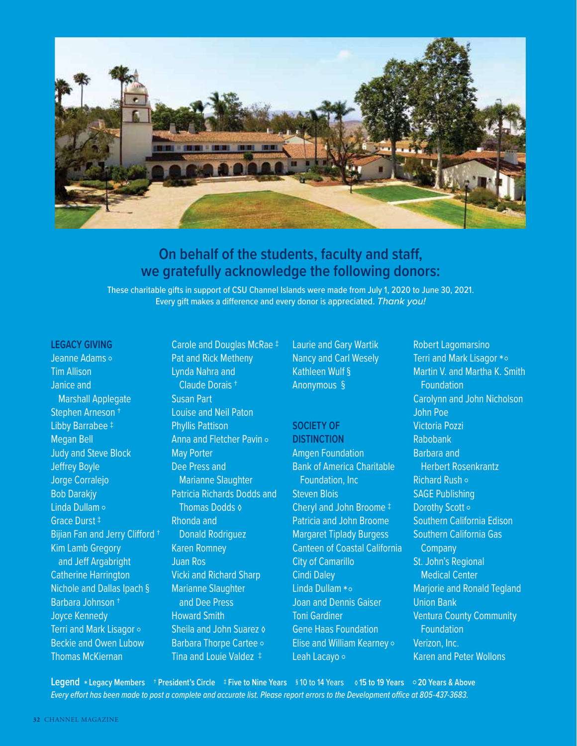## On behalf of the students, faculty and staff, we gratefully acknowledge the following donors:

These charitable gifts in support of CSU Channel Islands were made from July 1, 2020 to June 30, 2021. Every gift makes a difference and every donor is appreciated. *Thank you!*

### LEGACY GIVING

Jeanne Adams ○
Tim Allison
Janice and Marshall Applegate
Stephen Arneson †
Libby Barrabee ‡
Megan Bell
Judy and Steve Block
Jeffrey Boyle
Jorge Corralejo
Bob Darakjy
Linda Dullam ○
Grace Durst ‡
Bijian Fan and Jerry Clifford †
Kim Lamb Gregory and Jeff Argabright
Catherine Harrington
Nichole and Dallas Ipach §
Barbara Johnson †
Joyce Kennedy
Terri and Mark Lisagor ○
Beckie and Owen Lubow
Thomas McKiernan
Carole and Douglas McRae ‡
Pat and Rick Metheny
Lynda Nahra and Claude Dorais †
Susan Part
Louise and Neil Paton
Phyllis Pattison
Anna and Fletcher Pavin ○
May Porter
Dee Press and Marianne Slaughter
Patricia Richards Dodds and Thomas Dodds ◊
Rhonda and Donald Rodriguez
Karen Romney
Juan Ros
Vicki and Richard Sharp
Marianne Slaughter and Dee Press
Howard Smith
Sheila and John Suarez ◊
Barbara Thorpe Cartee ○
Tina and Louie Valdez ‡
Laurie and Gary Wartik
Nancy and Carl Wesely
Kathleen Wulf §
Anonymous §

### SOCIETY OF DISTINCTION

Amgen Foundation
Bank of America Charitable Foundation, Inc
Steven Blois
Cheryl and John Broome ‡
Patricia and John Broome
Margaret Tiplady Burgess
Canteen of Coastal California
City of Camarillo
Cindi Daley
Linda Dullam *○
Joan and Dennis Gaiser
Toni Gardiner
Gene Haas Foundation
Elise and William Kearney ○
Leah Lacayo ○
Robert Lagomarsino
Terri and Mark Lisagor *○
Martin V. and Martha K. Smith Foundation
Carolynn and John Nicholson
John Poe
Victoria Pozzi
Rabobank
Barbara and Herbert Rosenkrantz
Richard Rush ○
SAGE Publishing
Dorothy Scott ○
Southern California Edison
Southern California Gas Company
St. John's Regional Medical Center
Marjorie and Ronald Tegland
Union Bank
Ventura County Community Foundation
Verizon, Inc.
Karen and Peter Wollons

**Legend** * Legacy Members † President's Circle ‡ Five to Nine Years § 10 to 14 Years ◊ 15 to 19 Years ○ 20 Years & Above

*Every effort has been made to post a complete and accurate list. Please report errors to the Development office at 805-437-3683.*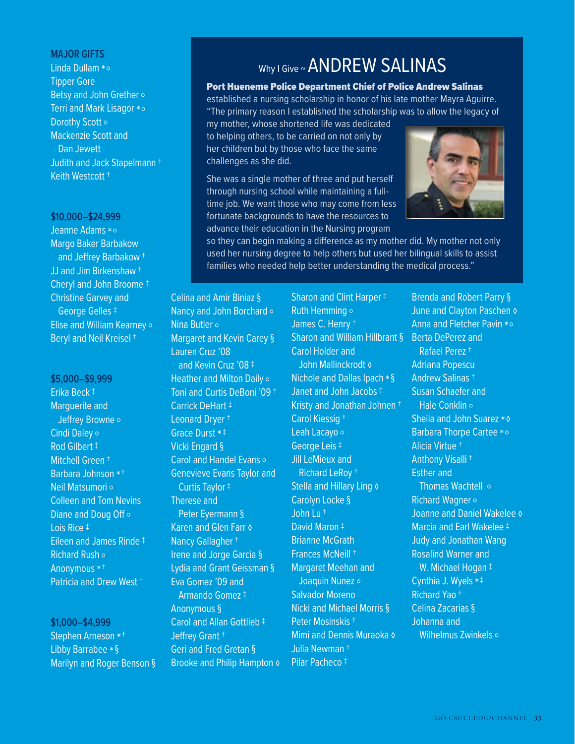## MAJOR GIFTS

Linda Dullam * ◦
Tipper Gore
Betsy and John Grether ◦
Terri and Mark Lisagor * ◦
Dorothy Scott ◦
Mackenzie Scott and Dan Jewett
Judith and Jack Stapelmann †
Keith Westcott †

## $10,000–$24,999

Jeanne Adams * ◦
Margo Baker Barbakow and Jeffrey Barbakow †
JJ and Jim Birkenshaw †
Cheryl and John Broome ‡
Christine Garvey and George Gelles ‡
Elise and William Kearney ◦
Beryl and Neil Kreisel †

## $5,000–$9,999

Erika Beck ‡
Marguerite and Jeffrey Browne ◦
Cindi Daley ◦
Rod Gilbert ‡
Mitchell Green †
Barbara Johnson * †
Neil Matsumori ◦
Colleen and Tom Nevins
Diane and Doug Off ◦
Lois Rice ‡
Eileen and James Rinde ‡
Richard Rush ◦
Anonymous * †
Patricia and Drew West †

## $1,000–$4,999

Stephen Arneson * †
Libby Barrabee * §
Marilyn and Roger Benson §
Celina and Amir Biniaz §
Nancy and John Borchard ◦
Nina Butler ◦
Margaret and Kevin Carey §
Lauren Cruz '08 and Kevin Cruz '08 ‡
Heather and Milton Daily ◦
Toni and Curtis DeBoni '09 †
Carrick DeHart ‡
Leonard Dryer †
Grace Durst * ‡
Vicki Engard §
Carol and Handel Evans ◦
Genevieve Evans Taylor and Curtis Taylor ‡
Therese and Peter Eyermann §
Karen and Glen Farr ◊
Nancy Gallagher †
Irene and Jorge Garcia §
Lydia and Grant Geissman §
Eva Gomez '09 and Armando Gomez ‡
Anonymous §
Carol and Allan Gottlieb ‡
Jeffrey Grant †
Geri and Fred Gretan §
Brooke and Philip Hampton ◊
Sharon and Clint Harper ‡
Ruth Hemming ◦
James C. Henry †
Sharon and William Hillbrant §
Carol Holder and John Mallinckrodt ◊
Nichole and Dallas Ipach * §
Janet and John Jacobs ‡
Kristy and Jonathan Johnen †
Carol Kiessig †
Leah Lacayo ◦
George Leis ‡
Jill LeMieux and Richard LeRoy †
Stella and Hillary Ling ◊
Carolyn Locke §
John Lu †
David Maron ‡
Brianne McGrath
Frances McNeill †
Margaret Meehan and Joaquin Nunez ◦
Salvador Moreno
Nicki and Michael Morris §
Peter Mosinskis †
Mimi and Dennis Muraoka ◊
Julia Newman †
Pilar Pacheco ‡
Brenda and Robert Parry §
June and Clayton Paschen ◊
Anna and Fletcher Pavin * ◦
Berta DePerez and Rafael Perez †
Adriana Popescu
Andrew Salinas †
Susan Schaefer and Hale Conklin ◦
Sheila and John Suarez * ◊
Barbara Thorpe Cartee * ◦
Alicia Virtue †
Anthony Visalli †
Esther and Thomas Wachtell ◦
Richard Wagner ◦
Joanne and Daniel Wakelee ◊
Marcia and Earl Wakelee ‡
Judy and Jonathan Wang
Rosalind Warner and W. Michael Hogan ‡
Cynthia J. Wyels * ‡
Richard Yao †
Celina Zacarias §
Johanna and Wilhelmus Zwinkels ◦

## Why I Give ~ ANDREW SALINAS

**Port Hueneme Police Department Chief of Police Andrew Salinas** established a nursing scholarship in honor of his late mother Mayra Aguirre. "The primary reason I established the scholarship was to allow the legacy of my mother, whose shortened life was dedicated to helping others, to be carried on not only by her children but by those who face the same challenges as she did.

She was a single mother of three and put herself through nursing school while maintaining a full-time job. We want those who may come from less fortunate backgrounds to have the resources to advance their education in the Nursing program so they can begin making a difference as my mother did. My mother not only used her nursing degree to help others but used her bilingual skills to assist families who needed help better understanding the medical process."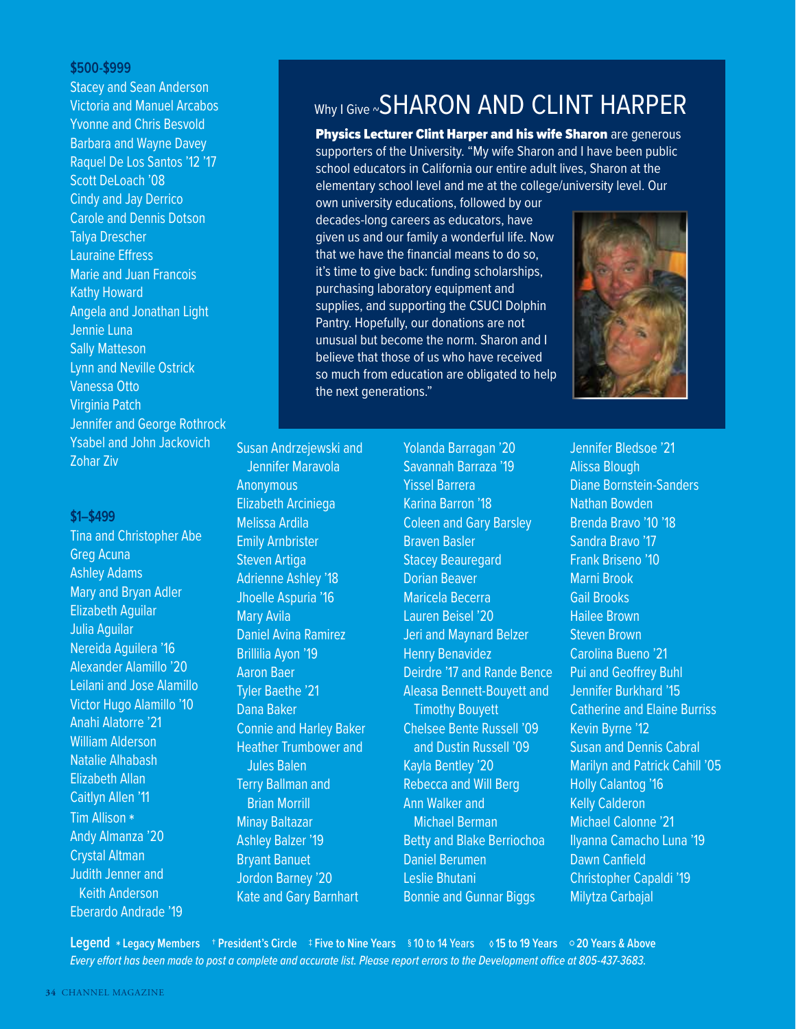### $500-$999

Stacey and Sean Anderson
Victoria and Manuel Arcabos
Yvonne and Chris Besvold
Barbara and Wayne Davey
Raquel De Los Santos '12 '17
Scott DeLoach '08
Cindy and Jay Derrico
Carole and Dennis Dotson
Talya Drescher
Lauraine Effress
Marie and Juan Francois
Kathy Howard
Angela and Jonathan Light
Jennie Luna
Sally Matteson
Lynn and Neville Ostrick
Vanessa Otto
Virginia Patch
Jennifer and George Rothrock
Ysabel and John Jackovich
Zohar Ziv

## Why I Give ~SHARON AND CLINT HARPER

**Physics Lecturer Clint Harper and his wife Sharon** are generous supporters of the University. "My wife Sharon and I have been public school educators in California our entire adult lives, Sharon at the elementary school level and me at the college/university level. Our own university educations, followed by our decades-long careers as educators, have given us and our family a wonderful life. Now that we have the financial means to do so, it's time to give back: funding scholarships, purchasing laboratory equipment and supplies, and supporting the CSUCI Dolphin Pantry. Hopefully, our donations are not unusual but become the norm. Sharon and I believe that those of us who have received so much from education are obligated to help the next generations."

### $1–$499

Tina and Christopher Abe
Greg Acuna
Ashley Adams
Mary and Bryan Adler
Elizabeth Aguilar
Julia Aguilar
Nereida Aguilera '16
Alexander Alamillo '20
Leilani and Jose Alamillo
Victor Hugo Alamillo '10
Anahi Alatorre '21
William Alderson
Natalie Alhabash
Elizabeth Allan
Caitlyn Allen '11
Tim Allison *
Andy Almanza '20
Crystal Altman
Judith Jenner and Keith Anderson
Eberardo Andrade '19
Susan Andrzejewski and Jennifer Maravola
Anonymous
Elizabeth Arciniega
Melissa Ardila
Emily Arnbrister
Steven Artiga
Adrienne Ashley '18
Jhoelle Aspuria '16
Mary Avila
Daniel Avina Ramirez
Brillilia Ayon '19
Aaron Baer
Tyler Baethe '21
Dana Baker
Connie and Harley Baker
Heather Trumbower and Jules Balen
Terry Ballman and Brian Morrill
Minay Baltazar
Ashley Balzer '19
Bryant Banuet
Jordon Barney '20
Kate and Gary Barnhart
Yolanda Barragan '20
Savannah Barraza '19
Yissel Barrera
Karina Barron '18
Coleen and Gary Barsley
Braven Basler
Stacey Beauregard
Dorian Beaver
Maricela Becerra
Lauren Beisel '20
Jeri and Maynard Belzer
Henry Benavidez
Deirdre '17 and Rande Bence
Aleasa Bennett-Bouyett and Timothy Bouyett
Chelsee Bente Russell '09 and Dustin Russell '09
Kayla Bentley '20
Rebecca and Will Berg
Ann Walker and Michael Berman
Betty and Blake Berriochoa
Daniel Berumen
Leslie Bhutani
Bonnie and Gunnar Biggs
Jennifer Bledsoe '21
Alissa Blough
Diane Bornstein-Sanders
Nathan Bowden
Brenda Bravo '10 '18
Sandra Bravo '17
Frank Briseno '10
Marni Brook
Gail Brooks
Hailee Brown
Steven Brown
Carolina Bueno '21
Pui and Geoffrey Buhl
Jennifer Burkhard '15
Catherine and Elaine Burriss
Kevin Byrne '12
Susan and Dennis Cabral
Marilyn and Patrick Cahill '05
Holly Calantog '16
Kelly Calderon
Michael Calonne '21
Ilyanna Camacho Luna '19
Dawn Canfield
Christopher Capaldi '19
Milytza Carbajal

**Legend** * Legacy Members † President's Circle ‡ Five to Nine Years § 10 to 14 Years ◊ 15 to 19 Years ○ 20 Years & Above

*Every effort has been made to post a complete and accurate list. Please report errors to the Development office at 805-437-3683.*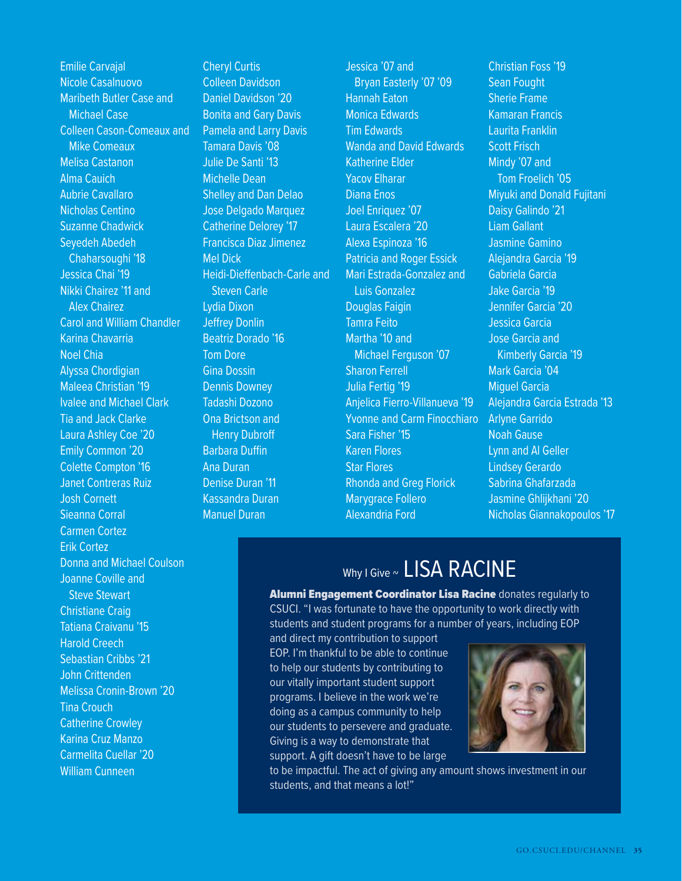Emilie Carvajal
Nicole Casalnuovo
Maribeth Butler Case and Michael Case
Colleen Cason-Comeaux and Mike Comeaux
Melisa Castanon
Alma Cauich
Aubrie Cavallaro
Nicholas Centino
Suzanne Chadwick
Seyedeh Abedeh Chaharsoughi '18
Jessica Chai '19
Nikki Chairez '11 and Alex Chairez
Carol and William Chandler
Karina Chavarria
Noel Chia
Alyssa Chordigian
Maleea Christian '19
Ivalee and Michael Clark
Tia and Jack Clarke
Laura Ashley Coe '20
Emily Common '20
Colette Compton '16
Janet Contreras Ruiz
Josh Cornett
Sieanna Corral
Carmen Cortez
Erik Cortez
Donna and Michael Coulson
Joanne Coville and Steve Stewart
Christiane Craig
Tatiana Craivanu '15
Harold Creech
Sebastian Cribbs '21
John Crittenden
Melissa Cronin-Brown '20
Tina Crouch
Catherine Crowley
Karina Cruz Manzo
Carmelita Cuellar '20
William Cunneen

Cheryl Curtis
Colleen Davidson
Daniel Davidson '20
Bonita and Gary Davis
Pamela and Larry Davis
Tamara Davis '08
Julie De Santi '13
Michelle Dean
Shelley and Dan Delao
Jose Delgado Marquez
Catherine Delorey '17
Francisca Diaz Jimenez
Mel Dick
Heidi-Dieffenbach-Carle and Steven Carle
Lydia Dixon
Jeffrey Donlin
Beatriz Dorado '16
Tom Dore
Gina Dossin
Dennis Downey
Tadashi Dozono
Ona Brictson and Henry Dubroff
Barbara Duffin
Ana Duran
Denise Duran '11
Kassandra Duran
Manuel Duran

Jessica '07 and Bryan Easterly '07 '09
Hannah Eaton
Monica Edwards
Tim Edwards
Wanda and David Edwards
Katherine Elder
Yacov Elharar
Diana Enos
Joel Enriquez '07
Laura Escalera '20
Alexa Espinoza '16
Patricia and Roger Essick
Mari Estrada-Gonzalez and Luis Gonzalez
Douglas Faigin
Tamra Feito
Martha '10 and Michael Ferguson '07
Sharon Ferrell
Julia Fertig '19
Anjelica Fierro-Villanueva '19
Yvonne and Carm Finocchiaro
Sara Fisher '15
Karen Flores
Star Flores
Rhonda and Greg Florick
Marygrace Follero
Alexandria Ford

Christian Foss '19
Sean Fought
Sherie Frame
Kamaran Francis
Laurita Franklin
Scott Frisch
Mindy '07 and Tom Froelich '05
Miyuki and Donald Fujitani
Daisy Galindo '21
Liam Gallant
Jasmine Gamino
Alejandra Garcia '19
Gabriela Garcia
Jake Garcia '19
Jennifer Garcia '20
Jessica Garcia
Jose Garcia and Kimberly Garcia '19
Mark Garcia '04
Miguel Garcia
Alejandra Garcia Estrada '13
Arlyne Garrido
Noah Gause
Lynn and Al Geller
Lindsey Gerardo
Sabrina Ghafarzada
Jasmine Ghlijkhani '20
Nicholas Giannakopoulos '17

## Why I Give ~ LISA RACINE

**Alumni Engagement Coordinator Lisa Racine** donates regularly to CSUCI. "I was fortunate to have the opportunity to work directly with students and student programs for a number of years, including EOP and direct my contribution to support EOP. I'm thankful to be able to continue to help our students by contributing to our vitally important student support programs. I believe in the work we're doing as a campus community to help our students to persevere and graduate. Giving is a way to demonstrate that support. A gift doesn't have to be large to be impactful. The act of giving any amount shows investment in our students, and that means a lot!"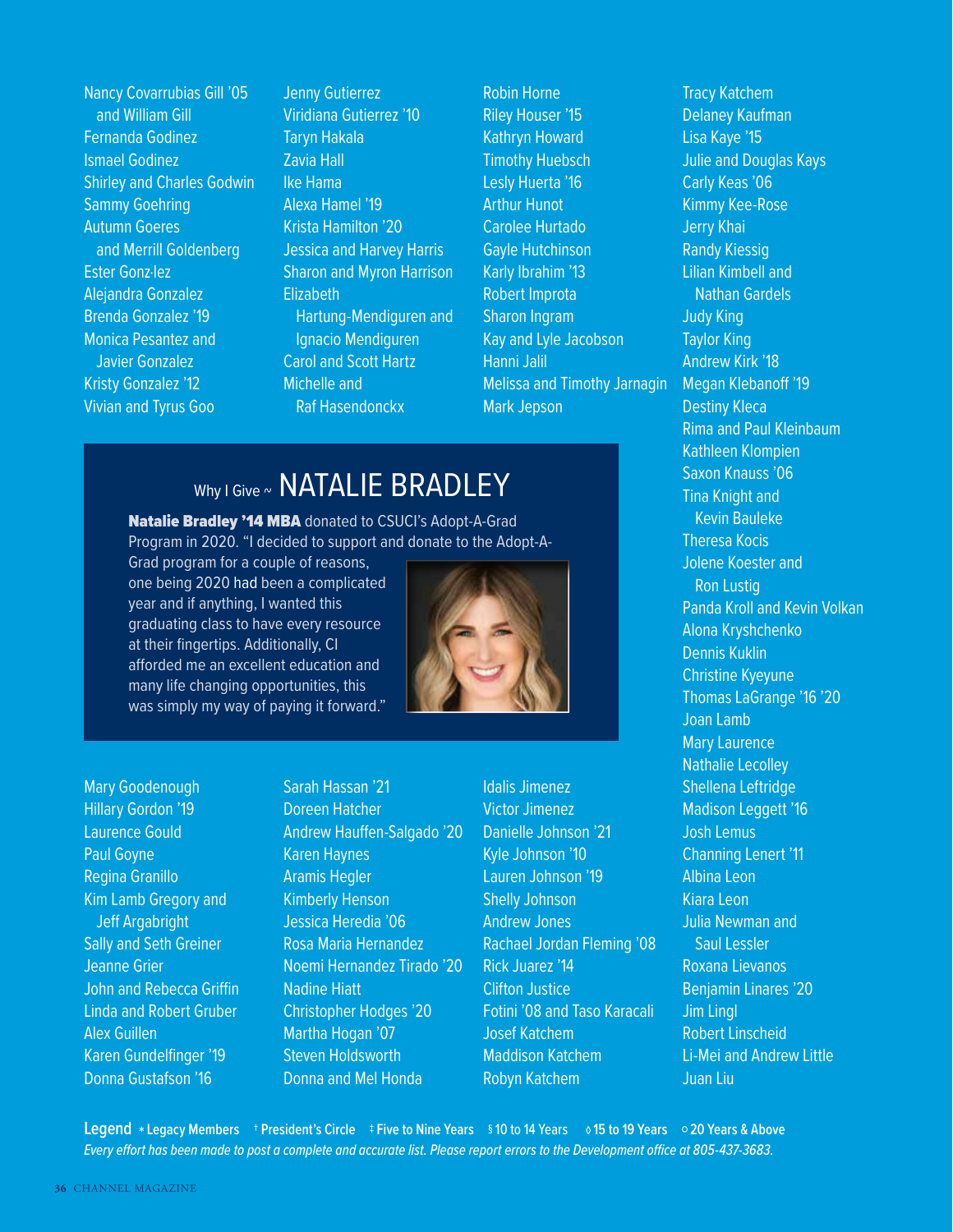Nancy Covarrubias Gill '05 and William Gill
Fernanda Godinez
Ismael Godinez
Shirley and Charles Godwin
Sammy Goehring
Autumn Goeres and Merrill Goldenberg
Ester Gonz·lez
Alejandra Gonzalez
Brenda Gonzalez '19
Monica Pesantez and Javier Gonzalez
Kristy Gonzalez '12
Vivian and Tyrus Goo

Jenny Gutierrez
Viridiana Gutierrez '10
Taryn Hakala
Zavia Hall
Ike Hama
Alexa Hamel '19
Krista Hamilton '20
Jessica and Harvey Harris
Sharon and Myron Harrison
Elizabeth Hartung-Mendiguren and Ignacio Mendiguren
Carol and Scott Hartz
Michelle and Raf Hasendonckx

Robin Horne
Riley Houser '15
Kathryn Howard
Timothy Huebsch
Lesly Huerta '16
Arthur Hunot
Carolee Hurtado
Gayle Hutchinson
Karly Ibrahim '13
Robert Improta
Sharon Ingram
Kay and Lyle Jacobson
Hanni Jalil
Melissa and Timothy Jarnagin
Mark Jepson

## Why I Give ~ NATALIE BRADLEY

**Natalie Bradley '14 MBA** donated to CSUCI's Adopt-A-Grad Program in 2020. "I decided to support and donate to the Adopt-A-Grad program for a couple of reasons, one being 2020 had been a complicated year and if anything, I wanted this graduating class to have every resource at their fingertips. Additionally, CI afforded me an excellent education and many life changing opportunities, this was simply my way of paying it forward."

Mary Goodenough
Hillary Gordon '19
Laurence Gould
Paul Goyne
Regina Granillo
Kim Lamb Gregory and Jeff Argabright
Sally and Seth Greiner
Jeanne Grier
John and Rebecca Griffin
Linda and Robert Gruber
Alex Guillen
Karen Gundelfinger '19
Donna Gustafson '16

Sarah Hassan '21
Doreen Hatcher
Andrew Hauffen-Salgado '20
Karen Haynes
Aramis Hegler
Kimberly Henson
Jessica Heredia '06
Rosa Maria Hernandez
Noemi Hernandez Tirado '20
Nadine Hiatt
Christopher Hodges '20
Martha Hogan '07
Steven Holdsworth
Donna and Mel Honda

Idalis Jimenez
Victor Jimenez
Danielle Johnson '21
Kyle Johnson '10
Lauren Johnson '19
Shelly Johnson
Andrew Jones
Rachael Jordan Fleming '08
Rick Juarez '14
Clifton Justice
Fotini '08 and Taso Karacali
Josef Katchem
Maddison Katchem
Robyn Katchem

Tracy Katchem
Delaney Kaufman
Lisa Kaye '15
Julie and Douglas Kays
Carly Keas '06
Kimmy Kee-Rose
Jerry Khai
Randy Kiessig
Lilian Kimbell and Nathan Gardels
Judy King
Taylor King
Andrew Kirk '18
Megan Klebanoff '19
Destiny Kleca
Rima and Paul Kleinbaum
Kathleen Klompien
Saxon Knauss '06
Tina Knight and Kevin Bauleke
Theresa Kocis
Jolene Koester and Ron Lustig
Panda Kroll and Kevin Volkan
Alona Kryshchenko
Dennis Kuklin
Christine Kyeyune
Thomas LaGrange '16 '20
Joan Lamb
Mary Laurence
Nathalie Lecolley
Shellena Leftridge
Madison Leggett '16
Josh Lemus
Channing Lenert '11
Albina Leon
Kiara Leon
Julia Newman and Saul Lessler
Roxana Lievanos
Benjamin Linares '20
Jim Lingl
Robert Linscheid
Li-Mei and Andrew Little
Juan Liu

**Legend** * Legacy Members † President's Circle ‡ Five to Nine Years § 10 to 14 Years ◊ 15 to 19 Years ○ 20 Years & Above

*Every effort has been made to post a complete and accurate list. Please report errors to the Development office at 805-437-3683.*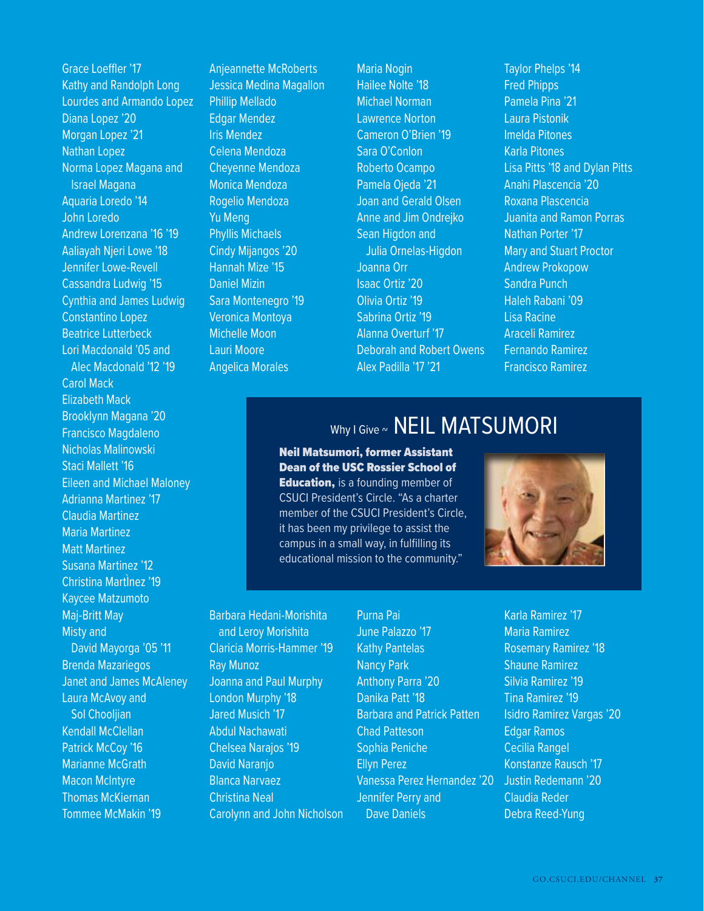Grace Loeffler '17
Kathy and Randolph Long
Lourdes and Armando Lopez
Diana Lopez '20
Morgan Lopez '21
Nathan Lopez
Norma Lopez Magana and Israel Magana
Aquaria Loredo '14
John Loredo
Andrew Lorenzana '16 '19
Aaliayah Njeri Lowe '18
Jennifer Lowe-Revell
Cassandra Ludwig '15
Cynthia and James Ludwig
Constantino Lopez
Beatrice Lutterbeck
Lori Macdonald '05 and Alec Macdonald '12 '19
Carol Mack
Elizabeth Mack
Brooklynn Magana '20
Francisco Magdaleno
Nicholas Malinowski
Staci Mallett '16
Eileen and Michael Maloney
Adrianna Martinez '17
Claudia Martinez
Maria Martinez
Matt Martinez
Susana Martinez '12
Christina MartÌnez '19
Kaycee Matzumoto
Maj-Britt May
Misty and David Mayorga '05 '11
Brenda Mazariegos
Janet and James McAleney
Laura McAvoy and Sol Chooljian
Kendall McClellan
Patrick McCoy '16
Marianne McGrath
Macon McIntyre
Thomas McKiernan
Tommee McMakin '19

Anjeannette McRoberts
Jessica Medina Magallon
Phillip Mellado
Edgar Mendez
Iris Mendez
Celena Mendoza
Cheyenne Mendoza
Monica Mendoza
Rogelio Mendoza
Yu Meng
Phyllis Michaels
Cindy Mijangos '20
Hannah Mize '15
Daniel Mizin
Sara Montenegro '19
Veronica Montoya
Michelle Moon
Lauri Moore
Angelica Morales

Maria Nogin
Hailee Nolte '18
Michael Norman
Lawrence Norton
Cameron O'Brien '19
Sara O'Conlon
Roberto Ocampo
Pamela Ojeda '21
Joan and Gerald Olsen
Anne and Jim Ondrejko
Sean Higdon and Julia Ornelas-Higdon
Joanna Orr
Isaac Ortiz '20
Olivia Ortiz '19
Sabrina Ortiz '19
Alanna Overturf '17
Deborah and Robert Owens
Alex Padilla '17 '21

Taylor Phelps '14
Fred Phipps
Pamela Pina '21
Laura Pistonik
Imelda Pitones
Karla Pitones
Lisa Pitts '18 and Dylan Pitts
Anahi Plascencia '20
Roxana Plascencia
Juanita and Ramon Porras
Nathan Porter '17
Mary and Stuart Proctor
Andrew Prokopow
Sandra Punch
Haleh Rabani '09
Lisa Racine
Araceli Ramirez
Fernando Ramirez
Francisco Ramirez

## Why I Give ~ NEIL MATSUMORI

**Neil Matsumori, former Assistant Dean of the USC Rossier School of Education,** is a founding member of CSUCI President's Circle. "As a charter member of the CSUCI President's Circle, it has been my privilege to assist the campus in a small way, in fulfilling its educational mission to the community."

Barbara Hedani-Morishita and Leroy Morishita
Claricia Morris-Hammer '19
Ray Munoz
Joanna and Paul Murphy
London Murphy '18
Jared Musich '17
Abdul Nachawati
Chelsea Narajos '19
David Naranjo
Blanca Narvaez
Christina Neal
Carolynn and John Nicholson

Purna Pai
June Palazzo '17
Kathy Pantelas
Nancy Park
Anthony Parra '20
Danika Patt '18
Barbara and Patrick Patten
Chad Patteson
Sophia Peniche
Ellyn Perez
Vanessa Perez Hernandez '20
Jennifer Perry and Dave Daniels

Karla Ramirez '17
Maria Ramirez
Rosemary Ramirez '18
Shaune Ramirez
Silvia Ramirez '19
Tina Ramirez '19
Isidro Ramirez Vargas '20
Edgar Ramos
Cecilia Rangel
Konstanze Rausch '17
Justin Redemann '20
Claudia Reder
Debra Reed-Yung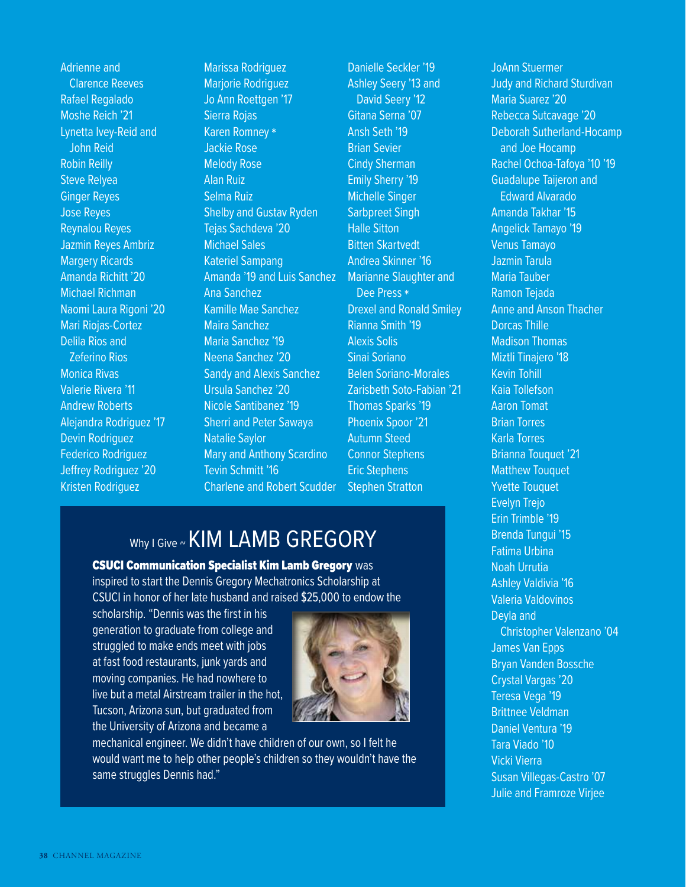Adrienne and Clarence Reeves
Rafael Regalado
Moshe Reich '21
Lynetta Ivey-Reid and John Reid
Robin Reilly
Steve Relyea
Ginger Reyes
Jose Reyes
Reynalou Reyes
Jazmin Reyes Ambriz
Margery Ricards
Amanda Richitt '20
Michael Richman
Naomi Laura Rigoni '20
Mari Riojas-Cortez
Delila Rios and Zeferino Rios
Monica Rivas
Valerie Rivera '11
Andrew Roberts
Alejandra Rodriguez '17
Devin Rodriguez
Federico Rodriguez
Jeffrey Rodriguez '20
Kristen Rodriguez

Marissa Rodriguez
Marjorie Rodriguez
Jo Ann Roettgen '17
Sierra Rojas
Karen Romney *
Jackie Rose
Melody Rose
Alan Ruiz
Selma Ruiz
Shelby and Gustav Ryden
Tejas Sachdeva '20
Michael Sales
Kateriel Sampang
Amanda '19 and Luis Sanchez
Ana Sanchez
Kamille Mae Sanchez
Maira Sanchez
Maria Sanchez '19
Neena Sanchez '20
Sandy and Alexis Sanchez
Ursula Sanchez '20
Nicole Santibanez '19
Sherri and Peter Sawaya
Natalie Saylor
Mary and Anthony Scardino
Tevin Schmitt '16
Charlene and Robert Scudder

Danielle Seckler '19
Ashley Seery '13 and David Seery '12
Gitana Serna '07
Ansh Seth '19
Brian Sevier
Cindy Sherman
Emily Sherry '19
Michelle Singer
Sarbpreet Singh
Halle Sitton
Bitten Skartvedt
Andrea Skinner '16
Marianne Slaughter and Dee Press *
Drexel and Ronald Smiley
Rianna Smith '19
Alexis Solis
Sinai Soriano
Belen Soriano-Morales
Zarisbeth Soto-Fabian '21
Thomas Sparks '19
Phoenix Spoor '21
Autumn Steed
Connor Stephens
Eric Stephens
Stephen Stratton

JoAnn Stuermer
Judy and Richard Sturdivan
Maria Suarez '20
Rebecca Sutcavage '20
Deborah Sutherland-Hocamp and Joe Hocamp
Rachel Ochoa-Tafoya '10 '19
Guadalupe Taijeron and Edward Alvarado
Amanda Takhar '15
Angelick Tamayo '19
Venus Tamayo
Jazmin Tarula
Maria Tauber
Ramon Tejada
Anne and Anson Thacher
Dorcas Thille
Madison Thomas
Miztli Tinajero '18
Kevin Tohill
Kaia Tollefson
Aaron Tomat
Brian Torres
Karla Torres
Brianna Touquet '21
Matthew Touquet
Yvette Touquet
Evelyn Trejo
Erin Trimble '19
Brenda Tungui '15
Fatima Urbina
Noah Urrutia
Ashley Valdivia '16
Valeria Valdovinos
Deyla and Christopher Valenzano '04
James Van Epps
Bryan Vanden Bossche
Crystal Vargas '20
Teresa Vega '19
Brittnee Veldman
Daniel Ventura '19
Tara Viado '10
Vicki Vierra
Susan Villegas-Castro '07
Julie and Framroze Virjee

## Why I Give ~ KIM LAMB GREGORY

**CSUCI Communication Specialist Kim Lamb Gregory** was inspired to start the Dennis Gregory Mechatronics Scholarship at CSUCI in honor of her late husband and raised $25,000 to endow the scholarship. "Dennis was the first in his generation to graduate from college and struggled to make ends meet with jobs at fast food restaurants, junk yards and moving companies. He had nowhere to live but a metal Airstream trailer in the hot, Tucson, Arizona sun, but graduated from the University of Arizona and became a mechanical engineer. We didn't have children of our own, so I felt he would want me to help other people's children so they wouldn't have the same struggles Dennis had."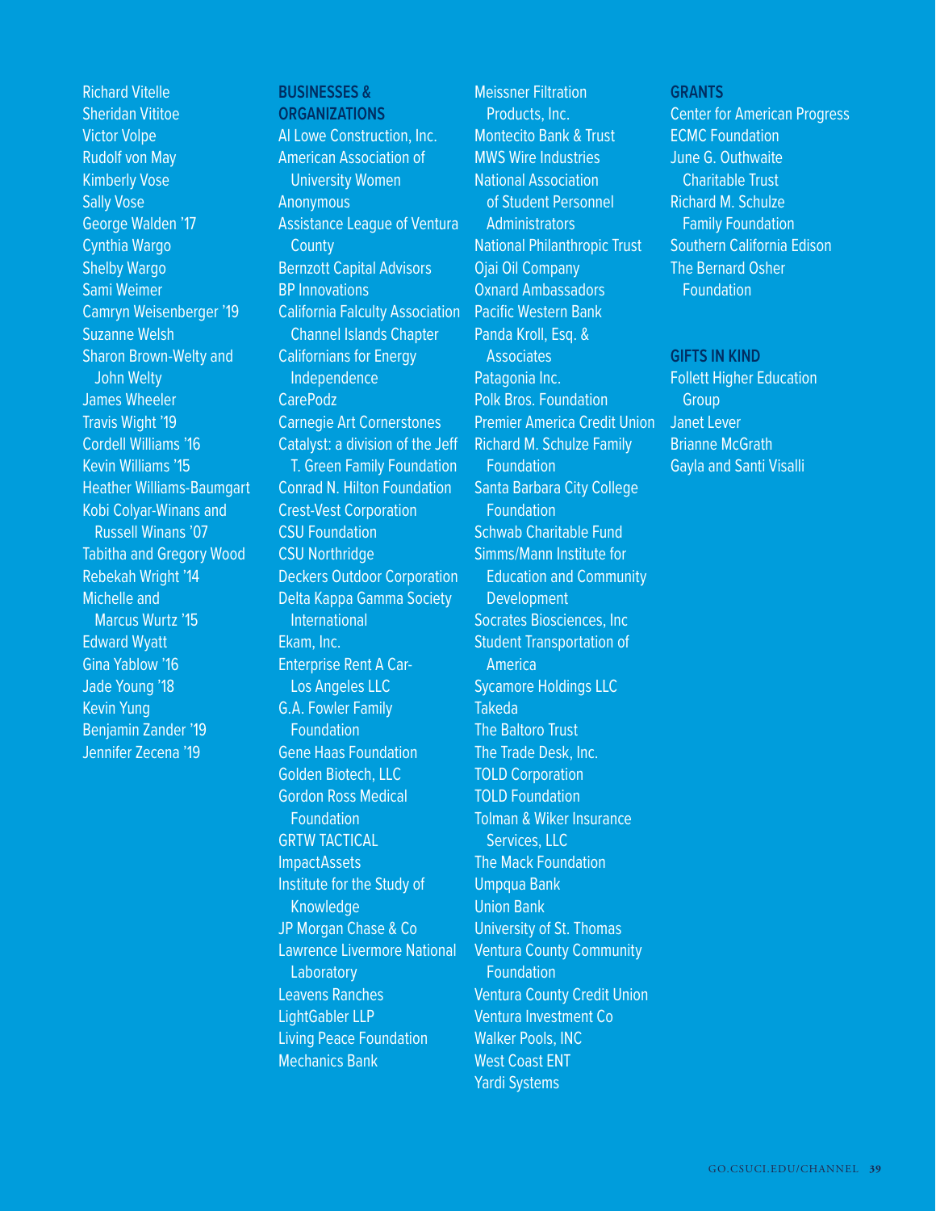Richard Vitelle
Sheridan Vititoe
Victor Volpe
Rudolf von May
Kimberly Vose
Sally Vose
George Walden '17
Cynthia Wargo
Shelby Wargo
Sami Weimer
Camryn Weisenberger '19
Suzanne Welsh
Sharon Brown-Welty and John Welty
James Wheeler
Travis Wight '19
Cordell Williams '16
Kevin Williams '15
Heather Williams-Baumgart
Kobi Colyar-Winans and Russell Winans '07
Tabitha and Gregory Wood
Rebekah Wright '14
Michelle and Marcus Wurtz '15
Edward Wyatt
Gina Yablow '16
Jade Young '18
Kevin Yung
Benjamin Zander '19
Jennifer Zecena '19

## BUSINESSES & ORGANIZATIONS

Al Lowe Construction, Inc.
American Association of University Women
Anonymous
Assistance League of Ventura County
Bernzott Capital Advisors
BP Innovations
California Falculty Association Channel Islands Chapter
Californians for Energy Independence
CarePodz
Carnegie Art Cornerstones
Catalyst: a division of the Jeff T. Green Family Foundation
Conrad N. Hilton Foundation
Crest-Vest Corporation
CSU Foundation
CSU Northridge
Deckers Outdoor Corporation
Delta Kappa Gamma Society International
Ekam, Inc.
Enterprise Rent A Car-Los Angeles LLC
G.A. Fowler Family Foundation
Gene Haas Foundation
Golden Biotech, LLC
Gordon Ross Medical Foundation
GRTW TACTICAL
ImpactAssets
Institute for the Study of Knowledge
JP Morgan Chase & Co
Lawrence Livermore National Laboratory
Leavens Ranches
LightGabler LLP
Living Peace Foundation
Mechanics Bank
Meissner Filtration Products, Inc.
Montecito Bank & Trust
MWS Wire Industries
National Association of Student Personnel Administrators
National Philanthropic Trust
Ojai Oil Company
Oxnard Ambassadors
Pacific Western Bank
Panda Kroll, Esq. & Associates
Patagonia Inc.
Polk Bros. Foundation
Premier America Credit Union
Richard M. Schulze Family Foundation
Santa Barbara City College Foundation
Schwab Charitable Fund
Simms/Mann Institute for Education and Community Development
Socrates Biosciences, Inc
Student Transportation of America
Sycamore Holdings LLC
Takeda
The Baltoro Trust
The Trade Desk, Inc.
TOLD Corporation
TOLD Foundation
Tolman & Wiker Insurance Services, LLC
The Mack Foundation
Umpqua Bank
Union Bank
University of St. Thomas
Ventura County Community Foundation
Ventura County Credit Union
Ventura Investment Co
Walker Pools, INC
West Coast ENT
Yardi Systems

## GRANTS

Center for American Progress
ECMC Foundation
June G. Outhwaite Charitable Trust
Richard M. Schulze Family Foundation
Southern California Edison
The Bernard Osher Foundation

## GIFTS IN KIND

Follett Higher Education Group
Janet Lever
Brianne McGrath
Gayla and Santi Visalli